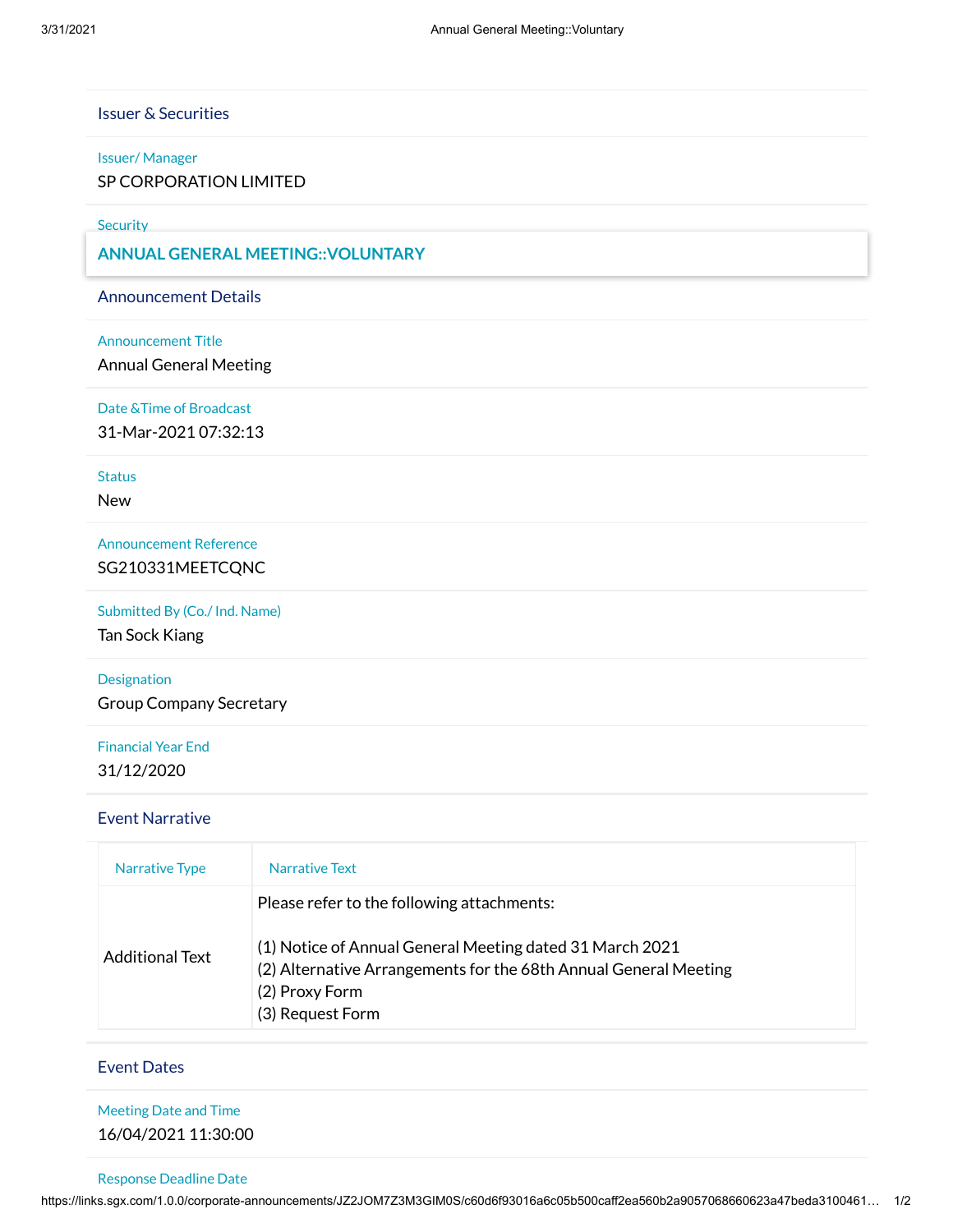## Issuer & Securities

**Issuer/ Manager**

SP CORPORATION LIMITED

**Security**

## ANNUAL GENERAL MEETING::VOLUNTARY

## Announcement Details

**Announcement Title**

Annual General Meeting

**Date &Time of Broadcast**

31-Mar-2021 07:32:13

**Status**

New

**Announcement Reference**

SG210331MEETCQNC

**Submitted By (Co./ Ind. Name)**

Tan Sock Kiang

**Designation**

Group Company Secretary

**Financial Year End**

31/12/2020

## Event Narrative

| Narrative Type | Narrative Text |
| --- | --- |
| Additional Text | Please refer to the following attachments:<br><br>(1) Notice of Annual General Meeting dated 31 March 2021<br>(2) Alternative Arrangements for the 68th Annual General Meeting<br>(2) Proxy Form<br>(3) Request Form |

## Event Dates

**Meeting Date and Time**

16/04/2021 11:30:00

**Response Deadline Date**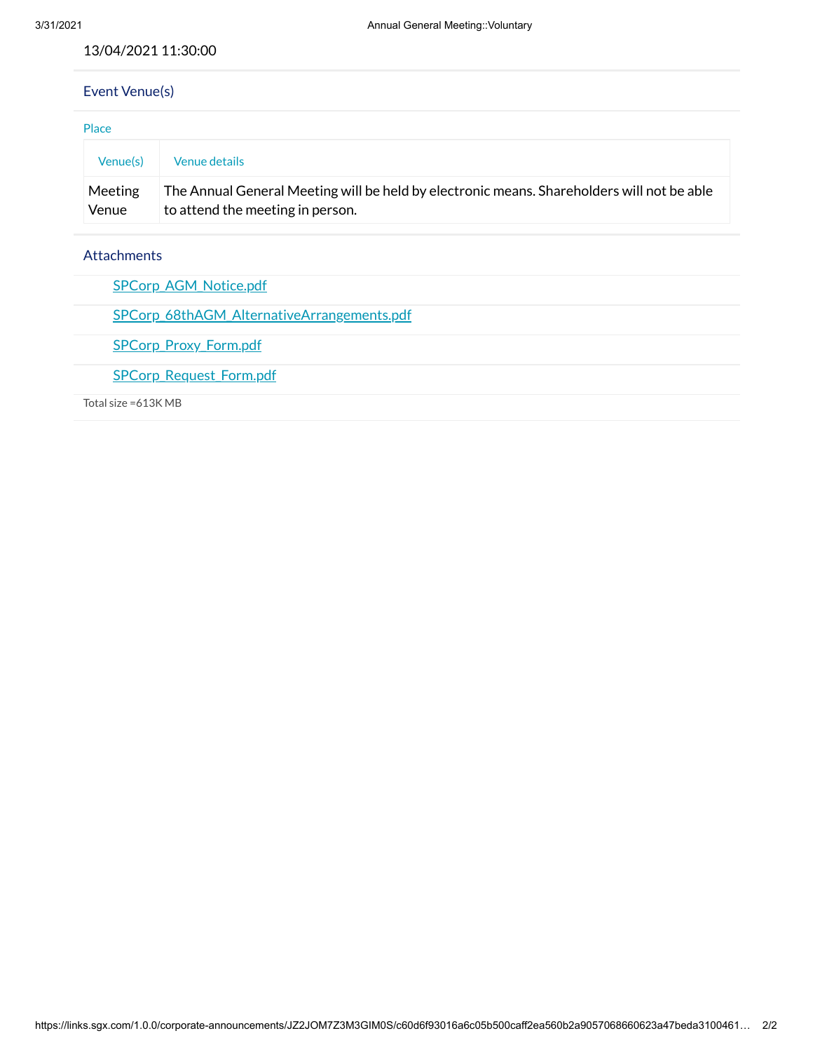13/04/2021 11:30:00

## Event Venue(s)

Place

| Venue(s) | Venue details |
|---|---|
| Meeting Venue | The Annual General Meeting will be held by electronic means. Shareholders will not be able to attend the meeting in person. |

## Attachments

SPCorp_AGM_Notice.pdf

SPCorp_68thAGM_AlternativeArrangements.pdf

SPCorp_Proxy_Form.pdf

SPCorp_Request_Form.pdf

Total size =613K MB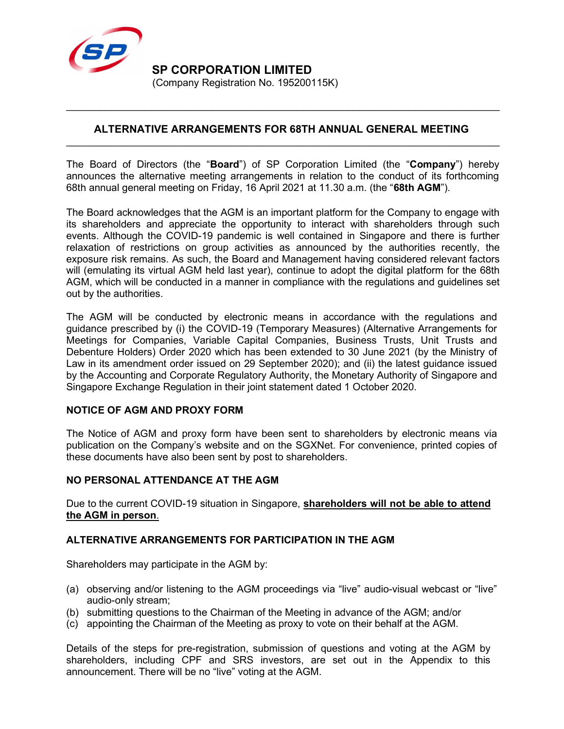**SP CORPORATION LIMITED**
(Company Registration No. 195200115K)

---

## ALTERNATIVE ARRANGEMENTS FOR 68TH ANNUAL GENERAL MEETING

---

The Board of Directors (the "**Board**") of SP Corporation Limited (the "**Company**") hereby announces the alternative meeting arrangements in relation to the conduct of its forthcoming 68th annual general meeting on Friday, 16 April 2021 at 11.30 a.m. (the "**68th AGM**").

The Board acknowledges that the AGM is an important platform for the Company to engage with its shareholders and appreciate the opportunity to interact with shareholders through such events. Although the COVID-19 pandemic is well contained in Singapore and there is further relaxation of restrictions on group activities as announced by the authorities recently, the exposure risk remains. As such, the Board and Management having considered relevant factors will (emulating its virtual AGM held last year), continue to adopt the digital platform for the 68th AGM, which will be conducted in a manner in compliance with the regulations and guidelines set out by the authorities.

The AGM will be conducted by electronic means in accordance with the regulations and guidance prescribed by (i) the COVID-19 (Temporary Measures) (Alternative Arrangements for Meetings for Companies, Variable Capital Companies, Business Trusts, Unit Trusts and Debenture Holders) Order 2020 which has been extended to 30 June 2021 (by the Ministry of Law in its amendment order issued on 29 September 2020); and (ii) the latest guidance issued by the Accounting and Corporate Regulatory Authority, the Monetary Authority of Singapore and Singapore Exchange Regulation in their joint statement dated 1 October 2020.

### NOTICE OF AGM AND PROXY FORM

The Notice of AGM and proxy form have been sent to shareholders by electronic means via publication on the Company's website and on the SGXNet. For convenience, printed copies of these documents have also been sent by post to shareholders.

### NO PERSONAL ATTENDANCE AT THE AGM

Due to the current COVID-19 situation in Singapore, **<u>shareholders will not be able to attend the AGM in person</u>**.

### ALTERNATIVE ARRANGEMENTS FOR PARTICIPATION IN THE AGM

Shareholders may participate in the AGM by:

(a) observing and/or listening to the AGM proceedings via "live" audio-visual webcast or "live" audio-only stream;
(b) submitting questions to the Chairman of the Meeting in advance of the AGM; and/or
(c) appointing the Chairman of the Meeting as proxy to vote on their behalf at the AGM.

Details of the steps for pre-registration, submission of questions and voting at the AGM by shareholders, including CPF and SRS investors, are set out in the Appendix to this announcement. There will be no "live" voting at the AGM.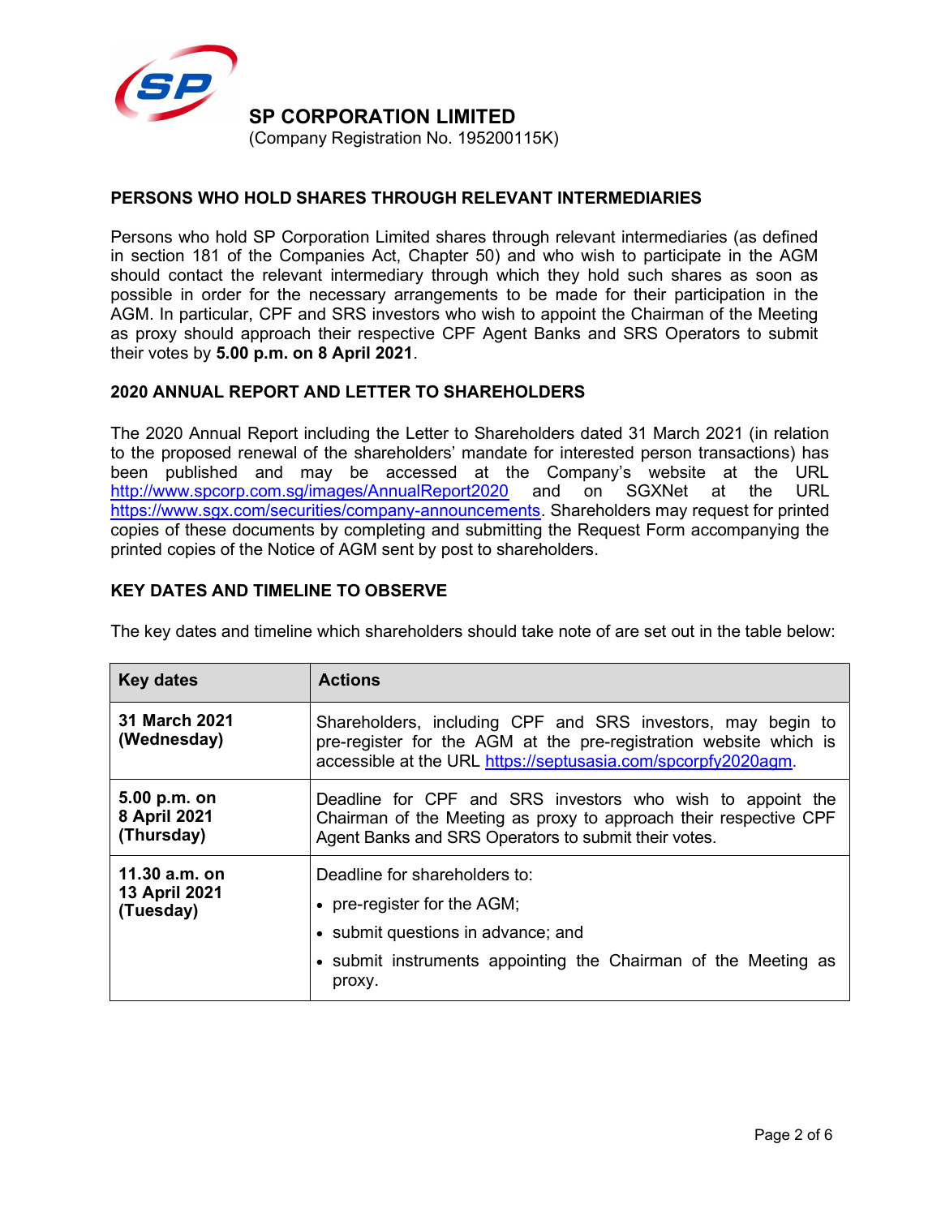**SP CORPORATION LIMITED**
(Company Registration No. 195200115K)

## PERSONS WHO HOLD SHARES THROUGH RELEVANT INTERMEDIARIES

Persons who hold SP Corporation Limited shares through relevant intermediaries (as defined in section 181 of the Companies Act, Chapter 50) and who wish to participate in the AGM should contact the relevant intermediary through which they hold such shares as soon as possible in order for the necessary arrangements to be made for their participation in the AGM. In particular, CPF and SRS investors who wish to appoint the Chairman of the Meeting as proxy should approach their respective CPF Agent Banks and SRS Operators to submit their votes by **5.00 p.m. on 8 April 2021**.

## 2020 ANNUAL REPORT AND LETTER TO SHAREHOLDERS

The 2020 Annual Report including the Letter to Shareholders dated 31 March 2021 (in relation to the proposed renewal of the shareholders' mandate for interested person transactions) has been published and may be accessed at the Company's website at the URL http://www.spcorp.com.sg/images/AnnualReport2020 and on SGXNet at the URL https://www.sgx.com/securities/company-announcements. Shareholders may request for printed copies of these documents by completing and submitting the Request Form accompanying the printed copies of the Notice of AGM sent by post to shareholders.

## KEY DATES AND TIMELINE TO OBSERVE

The key dates and timeline which shareholders should take note of are set out in the table below:

| Key dates | Actions |
|---|---|
| **31 March 2021 (Wednesday)** | Shareholders, including CPF and SRS investors, may begin to pre-register for the AGM at the pre-registration website which is accessible at the URL https://septusasia.com/spcorpfy2020agm. |
| **5.00 p.m. on 8 April 2021 (Thursday)** | Deadline for CPF and SRS investors who wish to appoint the Chairman of the Meeting as proxy to approach their respective CPF Agent Banks and SRS Operators to submit their votes. |
| **11.30 a.m. on 13 April 2021 (Tuesday)** | Deadline for shareholders to:<br>• pre-register for the AGM;<br>• submit questions in advance; and<br>• submit instruments appointing the Chairman of the Meeting as proxy. |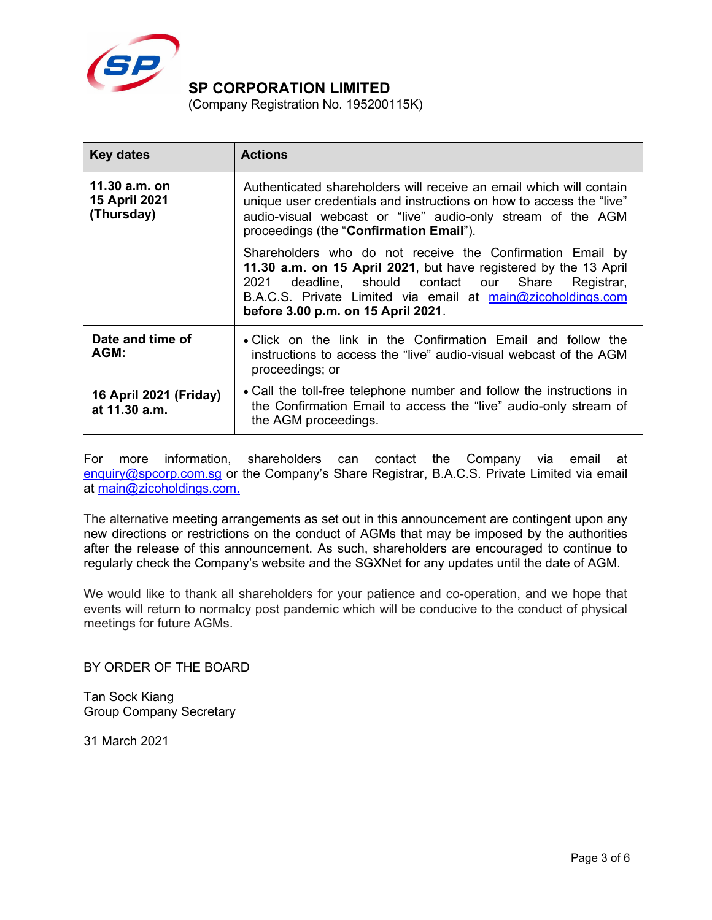**SP CORPORATION LIMITED**
(Company Registration No. 195200115K)

| Key dates | Actions |
|---|---|
| **11.30 a.m. on 15 April 2021 (Thursday)** | Authenticated shareholders will receive an email which will contain unique user credentials and instructions on how to access the "live" audio-visual webcast or "live" audio-only stream of the AGM proceedings (the "**Confirmation Email**").<br><br>Shareholders who do not receive the Confirmation Email by **11.30 a.m. on 15 April 2021**, but have registered by the 13 April 2021 deadline, should contact our Share Registrar, B.A.C.S. Private Limited via email at main@zicoholdings.com **before 3.00 p.m. on 15 April 2021**. |
| **Date and time of AGM:**<br><br>**16 April 2021 (Friday) at 11.30 a.m.** | • Click on the link in the Confirmation Email and follow the instructions to access the "live" audio-visual webcast of the AGM proceedings; or<br><br>• Call the toll-free telephone number and follow the instructions in the Confirmation Email to access the "live" audio-only stream of the AGM proceedings. |

For more information, shareholders can contact the Company via email at enquiry@spcorp.com.sg or the Company's Share Registrar, B.A.C.S. Private Limited via email at main@zicoholdings.com.

The alternative meeting arrangements as set out in this announcement are contingent upon any new directions or restrictions on the conduct of AGMs that may be imposed by the authorities after the release of this announcement. As such, shareholders are encouraged to continue to regularly check the Company's website and the SGXNet for any updates until the date of AGM.

We would like to thank all shareholders for your patience and co-operation, and we hope that events will return to normalcy post pandemic which will be conducive to the conduct of physical meetings for future AGMs.

BY ORDER OF THE BOARD

Tan Sock Kiang
Group Company Secretary

31 March 2021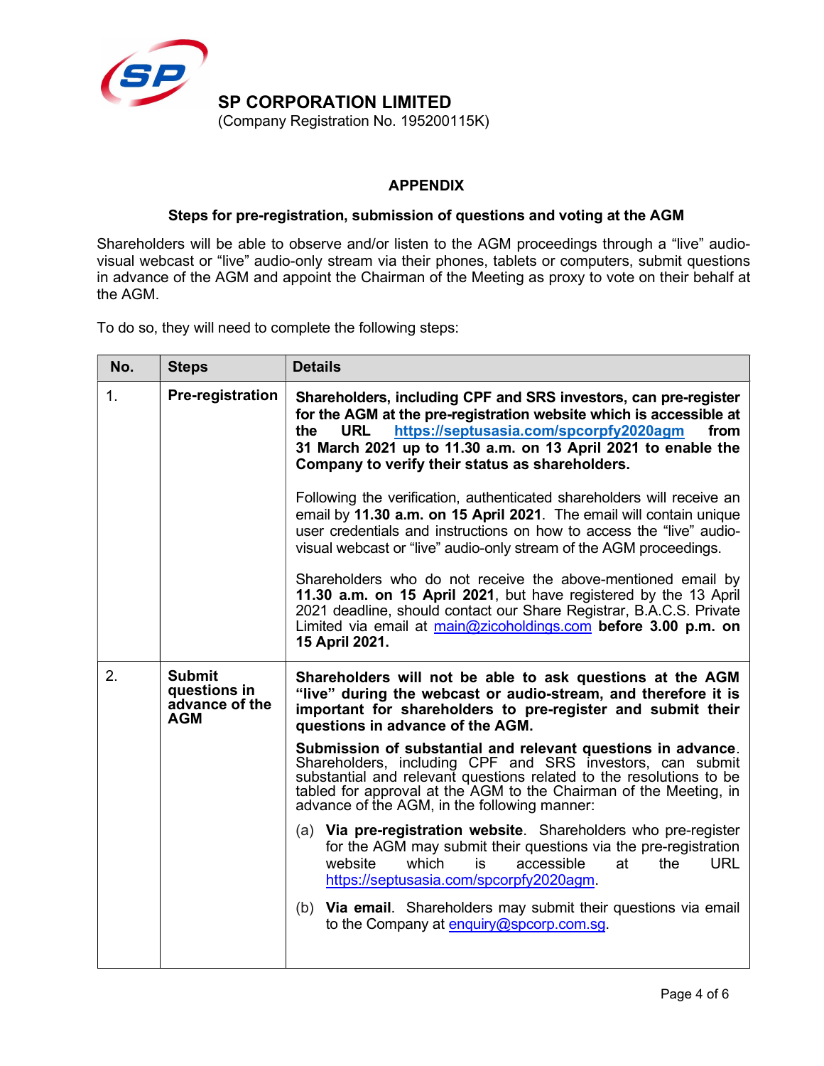**SP CORPORATION LIMITED**
(Company Registration No. 195200115K)

## APPENDIX

### Steps for pre-registration, submission of questions and voting at the AGM

Shareholders will be able to observe and/or listen to the AGM proceedings through a "live" audio-visual webcast or "live" audio-only stream via their phones, tablets or computers, submit questions in advance of the AGM and appoint the Chairman of the Meeting as proxy to vote on their behalf at the AGM.

To do so, they will need to complete the following steps:

| No. | Steps | Details |
|---|---|---|
| 1. | **Pre-registration** | **Shareholders, including CPF and SRS investors, can pre-register for the AGM at the pre-registration website which is accessible at the URL https://septusasia.com/spcorpfy2020agm from 31 March 2021 up to 11.30 a.m. on 13 April 2021 to enable the Company to verify their status as shareholders.**<br><br>Following the verification, authenticated shareholders will receive an email by **11.30 a.m. on 15 April 2021**. The email will contain unique user credentials and instructions on how to access the "live" audio-visual webcast or "live" audio-only stream of the AGM proceedings.<br><br>Shareholders who do not receive the above-mentioned email by **11.30 a.m. on 15 April 2021**, but have registered by the 13 April 2021 deadline, should contact our Share Registrar, B.A.C.S. Private Limited via email at main@zicoholdings.com **before 3.00 p.m. on 15 April 2021.** |
| 2. | **Submit questions in advance of the AGM** | **Shareholders will not be able to ask questions at the AGM "live" during the webcast or audio-stream, and therefore it is important for shareholders to pre-register and submit their questions in advance of the AGM.**<br><br>**Submission of substantial and relevant questions in advance**. Shareholders, including CPF and SRS investors, can submit substantial and relevant questions related to the resolutions to be tabled for approval at the AGM to the Chairman of the Meeting, in advance of the AGM, in the following manner:<br><br>(a) **Via pre-registration website**. Shareholders who pre-register for the AGM may submit their questions via the pre-registration website which is accessible at the URL https://septusasia.com/spcorpfy2020agm.<br><br>(b) **Via email**. Shareholders may submit their questions via email to the Company at enquiry@spcorp.com.sg. |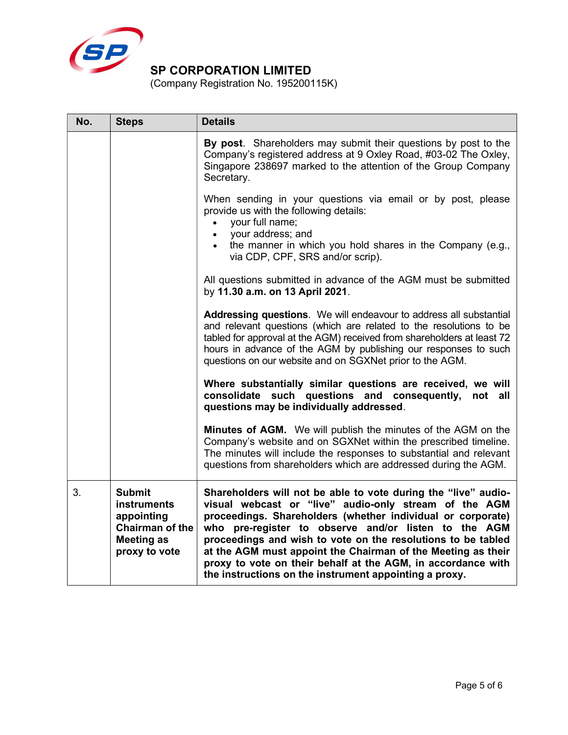**SP CORPORATION LIMITED**
(Company Registration No. 195200115K)

| No. | Steps | Details |
|---|---|---|
| | | **By post**. Shareholders may submit their questions by post to the Company's registered address at 9 Oxley Road, #03-02 The Oxley, Singapore 238697 marked to the attention of the Group Company Secretary.<br><br>When sending in your questions via email or by post, please provide us with the following details:<br>• your full name;<br>• your address; and<br>• the manner in which you hold shares in the Company (e.g., via CDP, CPF, SRS and/or scrip).<br><br>All questions submitted in advance of the AGM must be submitted by **11.30 a.m. on 13 April 2021**.<br><br>**Addressing questions**. We will endeavour to address all substantial and relevant questions (which are related to the resolutions to be tabled for approval at the AGM) received from shareholders at least 72 hours in advance of the AGM by publishing our responses to such questions on our website and on SGXNet prior to the AGM.<br><br>**Where substantially similar questions are received, we will consolidate such questions and consequently, not all questions may be individually addressed**.<br><br>**Minutes of AGM.** We will publish the minutes of the AGM on the Company's website and on SGXNet within the prescribed timeline. The minutes will include the responses to substantial and relevant questions from shareholders which are addressed during the AGM. |
| 3. | **Submit instruments appointing Chairman of the Meeting as proxy to vote** | **Shareholders will not be able to vote during the "live" audio-visual webcast or "live" audio-only stream of the AGM proceedings. Shareholders (whether individual or corporate) who pre-register to observe and/or listen to the AGM proceedings and wish to vote on the resolutions to be tabled at the AGM must appoint the Chairman of the Meeting as their proxy to vote on their behalf at the AGM, in accordance with the instructions on the instrument appointing a proxy.** |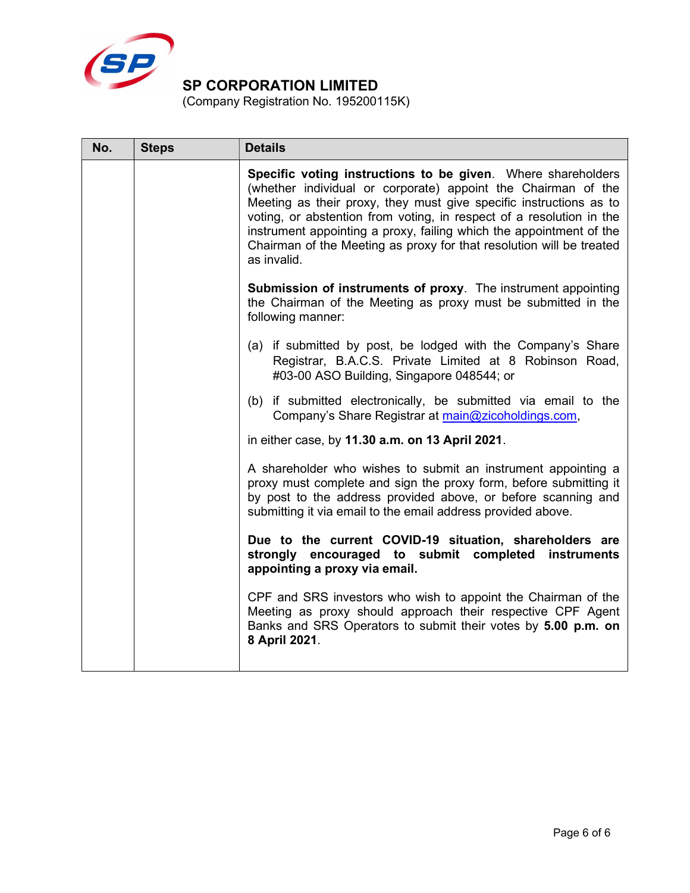**SP CORPORATION LIMITED**
(Company Registration No. 195200115K)

| No. | Steps | Details |
| --- | --- | --- |
| | | **Specific voting instructions to be given**. Where shareholders (whether individual or corporate) appoint the Chairman of the Meeting as their proxy, they must give specific instructions as to voting, or abstention from voting, in respect of a resolution in the instrument appointing a proxy, failing which the appointment of the Chairman of the Meeting as proxy for that resolution will be treated as invalid.<br><br>**Submission of instruments of proxy**. The instrument appointing the Chairman of the Meeting as proxy must be submitted in the following manner:<br><br>(a) if submitted by post, be lodged with the Company's Share Registrar, B.A.C.S. Private Limited at 8 Robinson Road, #03-00 ASO Building, Singapore 048544; or<br><br>(b) if submitted electronically, be submitted via email to the Company's Share Registrar at main@zicoholdings.com,<br><br>in either case, by **11.30 a.m. on 13 April 2021**.<br><br>A shareholder who wishes to submit an instrument appointing a proxy must complete and sign the proxy form, before submitting it by post to the address provided above, or before scanning and submitting it via email to the email address provided above.<br><br>**Due to the current COVID-19 situation, shareholders are strongly encouraged to submit completed instruments appointing a proxy via email.**<br><br>CPF and SRS investors who wish to appoint the Chairman of the Meeting as proxy should approach their respective CPF Agent Banks and SRS Operators to submit their votes by **5.00 p.m. on 8 April 2021**. |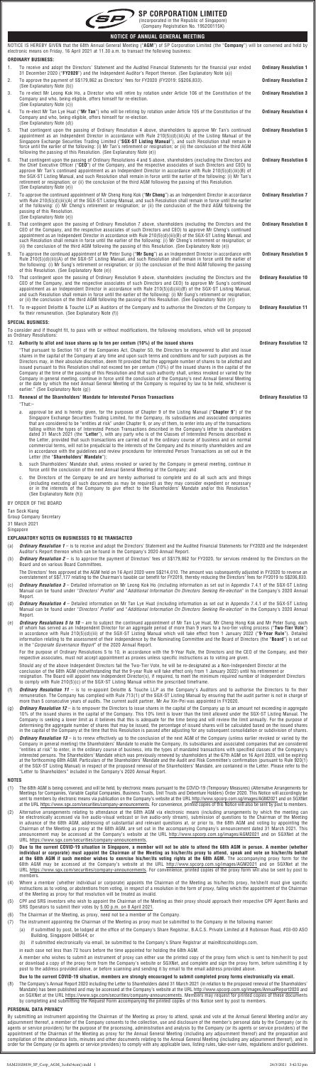# SP CORPORATION LIMITED

(Incorporated in the Republic of Singapore)
(Company Registration No. 195200115K)

## NOTICE OF ANNUAL GENERAL MEETING

NOTICE IS HEREBY GIVEN that the 68th Annual General Meeting ("**AGM**") of SP Corporation Limited (the "**Company**") will be convened and held by electronic means on Friday, 16 April 2021 at 11.30 a.m. to transact the following business:

### ORDINARY BUSINESS:

1. To receive and adopt the Directors' Statement and the Audited Financial Statements for the financial year ended 31 December 2020 ("**FY2020**") and the Independent Auditor's Report thereon. (See Explanatory Note (a)) **Ordinary Resolution 1**

2. To approve the payment of S$179,862 as Directors' fees for FY2020 (FY2019: S$206,833). (See Explanatory Note (b)) **Ordinary Resolution 2**

3. To re-elect Mr Leong Kok Ho, a Director who will retire by rotation under Article 106 of the Constitution of the Company and who, being eligible, offers himself for re-election. (See Explanatory Note (c)) **Ordinary Resolution 3**

4. To re-elect Mr Tan Lye Huat ("**Mr Tan**") who will be retiring by rotation under Article 105 of the Constitution of the Company and who, being eligible, offers himself for re-election. (See Explanatory Note (d)) **Ordinary Resolution 4**

5. That contingent upon the passing of Ordinary Resolution 4 above, shareholders to approve Mr Tan's continued appointment as an Independent Director in accordance with Rule 210(5)(d)(iii)(A) of the Listing Manual of the Singapore Exchange Securities Trading Limited ("**SGX-ST Listing Manual**"), and such Resolution shall remain in force until the earlier of the following: (i) Mr Tan's retirement or resignation; or (ii) the conclusion of the third AGM following the passing of this Resolution. (See Explanatory Note (e)) **Ordinary Resolution 5**

6. That contingent upon the passing of Ordinary Resolutions 4 and 5 above, shareholders (excluding the Directors and the Chief Executive Officer ("**CEO**") of the Company, and the respective associates of such Directors and CEO) to approve Mr Tan's continued appointment as an Independent Director in accordance with Rule 210(5)(d)(iii)(B) of the SGX-ST Listing Manual, and such Resolution shall remain in force until the earlier of the following: (i) Mr Tan's retirement or resignation; or (ii) the conclusion of the third AGM following the passing of this Resolution. (See Explanatory Note (e)) **Ordinary Resolution 6**

7. To approve the continued appointment of Mr Cheng Hong Kok ("**Mr Cheng**") as an Independent Director in accordance with Rule 210(5)(d)(iii)(A) of the SGX-ST Listing Manual, and such Resolution shall remain in force until the earlier of the following: (i) Mr Cheng's retirement or resignation; or (ii) the conclusion of the third AGM following the passing of this Resolution. (See Explanatory Note (e)) **Ordinary Resolution 7**

8. That contingent upon the passing of Ordinary Resolution 7 above, shareholders (excluding the Directors and the CEO of the Company, and the respective associates of such Directors and CEO) to approve Mr Cheng's continued appointment as an Independent Director in accordance with Rule 210(5)(d)(iii)(B) of the SGX-ST Listing Manual, and such Resolution shall remain in force until the earlier of the following: (i) Mr Cheng's retirement or resignation; or (ii) the conclusion of the third AGM following the passing of this Resolution. (See Explanatory Note (e)) **Ordinary Resolution 8**

9. To approve the continued appointment of Mr Peter Sung ("**Mr Sung**") as an Independent Director in accordance with Rule 210(5)(d)(iii)(A) of the SGX-ST Listing Manual, and such Resolution shall remain in force until the earlier of the following: (i) Mr Sung's retirement or resignation; or (ii) the conclusion of the third AGM following the passing of this Resolution. (See Explanatory Note (e)) **Ordinary Resolution 9**

10. That contingent upon the passing of Ordinary Resolution 9 above, shareholders (excluding the Directors and the CEO of the Company, and the respective associates of such Directors and CEO) to approve Mr Sung's continued appointment as an Independent Director in accordance with Rule 210(5)(d)(iii)(B) of the SGX-ST Listing Manual, and such Resolution shall remain in force until the earlier of the following: (i) Mr Sung's retirement or resignation; or (ii) the conclusion of the third AGM following the passing of this Resolution. (See Explanatory Note (e)) **Ordinary Resolution 10**

11. To re-appoint Deloitte & Touche LLP as the Auditors of the Company and to authorise the Directors of the Company to fix their remuneration. (See Explanatory Note (f)) **Ordinary Resolution 11**

### SPECIAL BUSINESS:

To consider and if thought fit, to pass with or without modifications, the following resolutions, which will be proposed as Ordinary Resolutions:

12. **Authority to allot and issue shares up to ten per centum (10%) of the issued shares** **Ordinary Resolution 12**

"That pursuant to Section 161 of the Companies Act, Chapter 50, the Directors be empowered to allot and issue shares in the capital of the Company at any time and upon such terms and conditions and for such purposes as the Directors may, in their absolute discretion, deem fit provided that the aggregate number of shares to be allotted and issued pursuant to this Resolution shall not exceed ten per centum (10%) of the issued shares in the capital of the Company at the time of the passing of this Resolution and that such authority shall, unless revoked or varied by the Company in general meeting, continue in force until the conclusion of the Company's next Annual General Meeting or the date by which the next Annual General Meeting of the Company is required by law to be held, whichever is earlier." (See Explanatory Note (g))

13. **Renewal of the Shareholders' Mandate for Interested Person Transactions** **Ordinary Resolution 13**

"That:–

a. approval be and is hereby given, for the purposes of Chapter 9 of the Listing Manual ("**Chapter 9**") of the Singapore Exchange Securities Trading Limited, for the Company, its subsidiaries and associated companies that are considered to be "entities at risk" under Chapter 9, or any of them, to enter into any of the transactions falling within the types of Interested Person Transactions described in the Company's letter to shareholders dated 31 March 2021 (the "**Letter**"), with any party who is of the Classes of Interested Persons described in the Letter, provided that such transactions are carried out in the ordinary course of business and on normal commercial terms, will not be prejudicial to the interests of the Company and its minority shareholders and are in accordance with the guidelines and review procedures for Interested Person Transactions as set out in the Letter (the "**Shareholders' Mandate**");

b. such Shareholders' Mandate shall, unless revoked or varied by the Company in general meeting, continue in force until the conclusion of the next Annual General Meeting of the Company; and

c. the Directors of the Company be and are hereby authorised to complete and do all such acts and things (including executing all such documents as may be required) as they may consider expedient or necessary or in the interests of the Company to give effect to the Shareholders' Mandate and/or this Resolution." (See Explanatory Note (h))

BY ORDER OF THE BOARD

Tan Sock Kiang
Group Company Secretary
31 March 2021
Singapore

### EXPLANATORY NOTES ON BUSINESSES TO BE TRANSACTED

(a) ***Ordinary Resolution 1*** – is to receive and adopt the Directors' Statement and the Audited Financial Statements for FY2020 and the Independent Auditor's Report thereon which can be found in the Company's 2020 Annual Report.

(b) ***Ordinary Resolution 2*** – is to approve the payment of Directors' fees of S$179,862 for FY2020, for services rendered by the Directors on the Board and on various Board Committees.

The Directors' fees approved at the AGM held on 16 April 2020 were S$214,010. The amount was subsequently adjusted in FY2020 to reverse an overstatement of S$7,177 relating to the Chairman's taxable car benefit for FY2019, thereby reducing the Directors' fees for FY2019 to S$206,833.

(c) ***Ordinary Resolution 3*** – Detailed information on Mr Leong Kok Ho (including information as set out in Appendix 7.4.1 of the SGX-ST Listing Manual can be found under "*Directors' Profile*" and "*Additional Information On Directors Seeking Re-election*" in the Company's 2020 Annual Report.

(d) ***Ordinary Resolution 4*** – Detailed information on Mr Tan Lye Huat (including information as set out in Appendix 7.4.1 of the SGX-ST Listing Manual can be found under "*Directors' Profile*" and "*Additional Information On Directors Seeking Re-election*" in the Company's 2020 Annual Report.

(e) ***Ordinary Resolutions 5 to 10*** – are to subject the continued appointment of Mr Tan Lye Huat, Mr Cheng Hong Kok and Mr Peter Sung, each of whom has served as an Independent Director for an aggregate period of more than 9 years to a two-tier voting process ("**Two-Tier Vote**") in accordance with Rule 210(5)(d)(iii) of the SGX-ST Listing Manual which will take effect from 1 January 2022 ("**9-Year Rule**"). Detailed information relating to the assessment of their independence by the Nominating Committee and the Board of Directors (the "**Board**") is set out in the "*Corporate Governance Report*" of the 2020 Annual Report.

For the purpose of Ordinary Resolutions 5 to 10, in accordance with the 9-Year Rule, the Directors and the CEO of the Company, and their respective associates, must not accept appointments as proxies unless specific instructions as to voting are given.

Should any of the above Independent Directors fail the Two-Tier Vote, he will be re-designated as a Non-Independent Director at the conclusion of the 68th AGM (notwithstanding that the 9-year Rule will take effect only from 1 January 2022) until his retirement or resignation. The Board will appoint new Independent Director(s), if required, to meet the minimum required number of Independent Directors to comply with Rule 210(5)(c) of the SGX-ST Listing Manual within the prescribed timeframe.

(f) ***Ordinary Resolution 11*** – is to re-appoint Deloitte & Touche LLP as the Company's Auditors and to authorise the Directors to fix their remuneration. The Company has complied with Rule 713(1) of the SGX-ST Listing Manual by ensuring that the audit partner is not in charge of more than 5 consecutive years of audits. The current audit partner, Mr Aw Xin-Pei was appointed in FY2020.

(g) ***Ordinary Resolution 12*** – is to empower the Directors to issue shares in the capital of the Company up to an amount not exceeding in aggregate 10% of the issued shares in the capital of the Company. This 10% limit is lower than the limit allowed under the SGX-ST Listing Manual. The Company is seeking a lower limit as it believes that this is adequate for the time being and will review the limit annually. For the purpose of determining the aggregate number of shares that may be issued, the percentage of issued shares will be calculated based on the issued shares in the capital of the Company at the time that this Resolution is passed after adjusting for any subsequent consolidation or subdivision of shares.

(h) ***Ordinary Resolution 13*** – is to renew effectively up to the conclusion of the next AGM of the Company (unless earlier revoked or varied by the Company in general meeting) the Shareholders' Mandate to enable the Company, its subsidiaries and associated companies that are considered "entities at risk" to enter, in the ordinary course of business, into the types of mandated transactions with specified classes of the Company's interested persons. The Shareholders' Mandate which was previously renewed by shareholders at the 67th AGM on 16 April 2020, will be expiring at the forthcoming 68th AGM. Particulars of the Shareholders' Mandate and the Audit and Risk Committee's confirmation (pursuant to Rule 920(1) of the SGX-ST Listing Manual) in respect of the proposed renewal of the Shareholders' Mandate, are contained in the Letter. Please refer to the "Letter to Shareholders" included in the Company's 2020 Annual Report.

### NOTES

(1) The 68th AGM is being convened, and will be held, by electronic means pursuant to the COVID-19 (Temporary Measures) (Alternative Arrangements for Meetings for Companies, Variable Capital Companies, Business Trusts, Unit Trusts and Debenture Holders) Order 2020. This Notice will accordingly be sent to members by electronic means via publication on the Company's website at the URL http://www.spcorp.com.sg/images/AGM2021 and on SGXNet at the URL https://www.sgx.com/securities/company-announcements. For convenience, printed copies of this Notice will also be sent by post to members.

(2) Alternative arrangements relating to attendance at the 68th AGM via electronic means (including arrangements by which the meeting can be electronically accessed via live audio-visual webcast or live audio-only stream), submission of questions to the Chairman of the Meeting in advance of the 68th AGM, addressing of substantial and relevant questions at, or prior to, the 68th AGM and voting by appointing the Chairman of the Meeting as proxy at the 68th AGM, are set out in the accompanying Company's announcement dated 31 March 2021. This announcement may be accessed at the Company's website at the URL http://www.spcorp.com.sg/images/AGM2021 and on SGXNet at the URL https://www.sgx.com/securities/company-announcements.

(3) **Due to the current COVID-19 situation in Singapore, a member will not be able to attend the 68th AGM in person. A member (whether individual or corporate) must appoint the Chairman of the Meeting as his/her/its proxy to attend, speak and vote on his/her/its behalf at the 68th AGM if such member wishes to exercise his/her/its voting rights at the 68th AGM.** The accompanying proxy form for the 68th AGM may be accessed at the Company's website at the URL http://www.spcorp.com.sg/images/AGM2021 and on SGXNet at the URL https://www.sgx.com/securities/company-announcements. For convenience, printed copies of the proxy form will also be sent by post to members.

(4) Where a member (whether individual or corporate) appoints the Chairman of the Meeting as his/her/its proxy, he/she/it must give specific instructions as to voting, or abstentions from voting, in respect of a resolution in the form of proxy, failing which the appointment of the Chairman of the Meeting as proxy for that resolution will be treated as invalid.

(5) CPF and SRS investors who wish to appoint the Chairman of the Meeting as their proxy should approach their respective CPF Agent Banks and SRS Operators to submit their votes by 5.00 p.m. on 8 April 2021.

(6) The Chairman of the Meeting, as proxy, need not be a member of the Company.

(7) The instrument appointing the Chairman of the Meeting as proxy must be submitted to the Company in the following manner:

(a) if submitted by post, be lodged at the office of the Company's Share Registrar, B.A.C.S. Private Limited at 8 Robinson Road, #03-00 ASO Building, Singapore 048544; or

(b) if submitted electronically via email, be submitted to the Company's Share Registrar at main@zicoholdings.com,

in each case not less than 72 hours before the time appointed for holding the 68th AGM.

A member who wishes to submit an instrument of proxy can either use the printed copy of the proxy form which is sent to him/her/it by post or download a copy of the proxy form from the Company's website or SGXNet, and complete and sign the proxy form, before submitting it by post to the address provided above, or before scanning and sending it by email to the email address provided above.

**Due to the current COVID-19 situation, members are strongly encouraged to submit completed proxy forms electronically via email.**

(8) The Company's Annual Report 2020 including the Letter to Shareholders dated 31 March 2021 (in relation to the proposed renewal of the Shareholders' Mandate) has been published and may be accessed at the Company's website at the URL http://www.spcorp.com.sg/images/AnnualReport2020 and on SGXNet at the URL https://www.sgx.com/securities/company-announcements. Members may request for printed copies of these documents by completing and submitting the Request Form accompanying the printed copies of this Notice sent by post to members.

### PERSONAL DATA PRIVACY

By submitting an instrument appointing the Chairman of the Meeting as proxy to attend, speak and vote at the Annual General Meeting and/or any adjournment thereof, a member of the Company consents to the collection, use and disclosure of the member's personal data by the Company (or its agents or service providers) for the purpose of the processing, administration and analysis by the Company (or its agents or service providers) of the appointment of the Chairman of the Meeting as proxy for the Annual General Meeting (including any adjournment thereof) and the preparation and compilation of the attendance lists, minutes and other documents relating to the Annual General Meeting (including any adjournment thereof), and in order for the Company (or its agents or service providers) to comply with any applicable laws, listing rules, take-over rules, regulations and/or guidelines.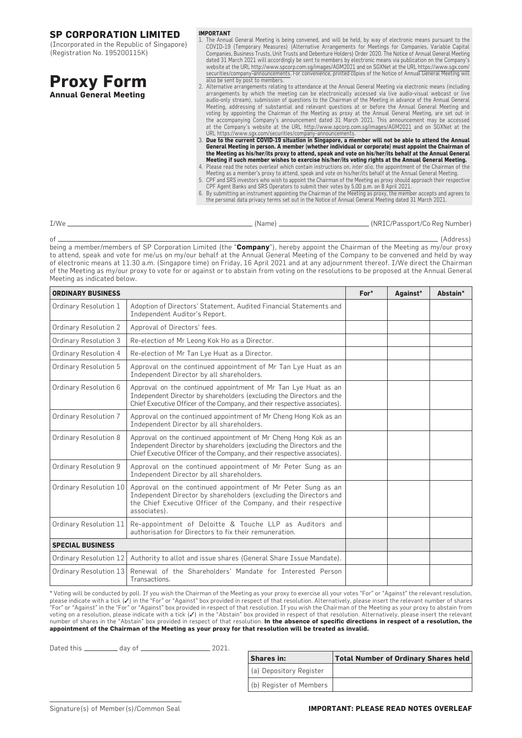# SP CORPORATION LIMITED

(Incorporated in the Republic of Singapore)
(Registration No. 195200115K)

# Proxy Form

**Annual General Meeting**

**IMPORTANT**

1. The Annual General Meeting is being convened, and will be held, by way of electronic means pursuant to the COVID-19 (Temporary Measures) (Alternative Arrangements for Meetings for Companies, Variable Capital Companies, Business Trusts, Unit Trusts and Debenture Holders) Order 2020. The Notice of Annual General Meeting dated 31 March 2021 will accordingly be sent to members by electronic means via publication on the Company's website at the URL http://www.spcorp.com.sg/images/AGM2021 and on SGXNet at the URL https://www.sgx.com/securities/company-announcements. For convenience, printed copies of the Notice of Annual General Meeting will also be sent by post to members.
2. Alternative arrangements relating to attendance at the Annual General Meeting via electronic means (including arrangements by which the meeting can be electronically accessed via live audio-visual webcast or live audio-only stream), submission of questions to the Chairman of the Meeting in advance of the Annual General Meeting, addressing of substantial and relevant questions at or before the Annual General Meeting and voting by appointing the Chairman of the Meeting as proxy at the Annual General Meeting, are set out in the accompanying Company's announcement dated 31 March 2021. This announcement may be accessed at the Company's website at the URL http://www.spcorp.com.sg/images/AGM2021 and on SGXNet at the URL https://www.sgx.com/securities/company-announcements.
3. **Due to the current COVID-19 situation in Singapore, a member will not be able to attend the Annual General Meeting in person. A member (whether individual or corporate) must appoint the Chairman of the Meeting as his/her/its proxy to attend, speak and vote on his/her/its behalf at the Annual General Meeting if such member wishes to exercise his/her/its voting rights at the Annual General Meeting.**
4. Please read the notes overleaf which contain instructions on, *inter alia*, the appointment of the Chairman of the Meeting as a member's proxy to attend, speak and vote on his/her/its behalf at the Annual General Meeting.
5. CPF and SRS investors who wish to appoint the Chairman of the Meeting as proxy should approach their respective CPF Agent Banks and SRS Operators to submit their votes by 5.00 p.m. on 8 April 2021.
6. By submitting an instrument appointing the Chairman of the Meeting as proxy, the member accepts and agrees to the personal data privacy terms set out in the Notice of Annual General Meeting dated 31 March 2021.

I/We ____________________ (Name) ____________________ (NRIC/Passport/Co Reg Number)

of ________________________________________ (Address)

being a member/members of SP Corporation Limited (the "**Company**"), hereby appoint the Chairman of the Meeting as my/our proxy to attend, speak and vote for me/us on my/our behalf at the Annual General Meeting of the Company to be convened and held by way of electronic means at 11.30 a.m. (Singapore time) on Friday, 16 April 2021 and at any adjournment thereof. I/We direct the Chairman of the Meeting as my/our proxy to vote for or against or to abstain from voting on the resolutions to be proposed at the Annual General Meeting as indicated below.

| **ORDINARY BUSINESS** | | For* | Against* | Abstain* |
|---|---|---|---|---|
| Ordinary Resolution 1 | Adoption of Directors' Statement, Audited Financial Statements and Independent Auditor's Report. | | | |
| Ordinary Resolution 2 | Approval of Directors' fees. | | | |
| Ordinary Resolution 3 | Re-election of Mr Leong Kok Ho as a Director. | | | |
| Ordinary Resolution 4 | Re-election of Mr Tan Lye Huat as a Director. | | | |
| Ordinary Resolution 5 | Approval on the continued appointment of Mr Tan Lye Huat as an Independent Director by all shareholders. | | | |
| Ordinary Resolution 6 | Approval on the continued appointment of Mr Tan Lye Huat as an Independent Director by shareholders (excluding the Directors and the Chief Executive Officer of the Company, and their respective associates). | | | |
| Ordinary Resolution 7 | Approval on the continued appointment of Mr Cheng Hong Kok as an Independent Director by all shareholders. | | | |
| Ordinary Resolution 8 | Approval on the continued appointment of Mr Cheng Hong Kok as an Independent Director by shareholders (excluding the Directors and the Chief Executive Officer of the Company, and their respective associates). | | | |
| Ordinary Resolution 9 | Approval on the continued appointment of Mr Peter Sung as an Independent Director by all shareholders. | | | |
| Ordinary Resolution 10 | Approval on the continued appointment of Mr Peter Sung as an Independent Director by shareholders (excluding the Directors and the Chief Executive Officer of the Company, and their respective associates). | | | |
| Ordinary Resolution 11 | Re-appointment of Deloitte & Touche LLP as Auditors and authorisation for Directors to fix their remuneration. | | | |
| **SPECIAL BUSINESS** | | | | |
| Ordinary Resolution 12 | Authority to allot and issue shares (General Share Issue Mandate). | | | |
| Ordinary Resolution 13 | Renewal of the Shareholders' Mandate for Interested Person Transactions. | | | |

* Voting will be conducted by poll. If you wish the Chairman of the Meeting as your proxy to exercise all your votes "For" or "Against" the relevant resolution, please indicate with a tick (✓) in the "For" or "Against" box provided in respect of that resolution. Alternatively, please insert the relevant number of shares "For" or "Against" in the "For" or "Against" box provided in respect of that resolution. If you wish the Chairman of the Meeting as your proxy to abstain from voting on a resolution, please indicate with a tick (✓) in the "Abstain" box provided in respect of that resolution. Alternatively, please insert the relevant number of shares in the "Abstain" box provided in respect of that resolution. **In the absence of specific directions in respect of a resolution, the appointment of the Chairman of the Meeting as your proxy for that resolution will be treated as invalid.**

Dated this ________ day of ________________ 2021.

| Shares in: | Total Number of Ordinary Shares held |
|---|---|
| (a) Depository Register | |
| (b) Register of Members | |

______________________________
Signature(s) of Member(s)/Common Seal

**IMPORTANT: PLEASE READ NOTES OVERLEAF**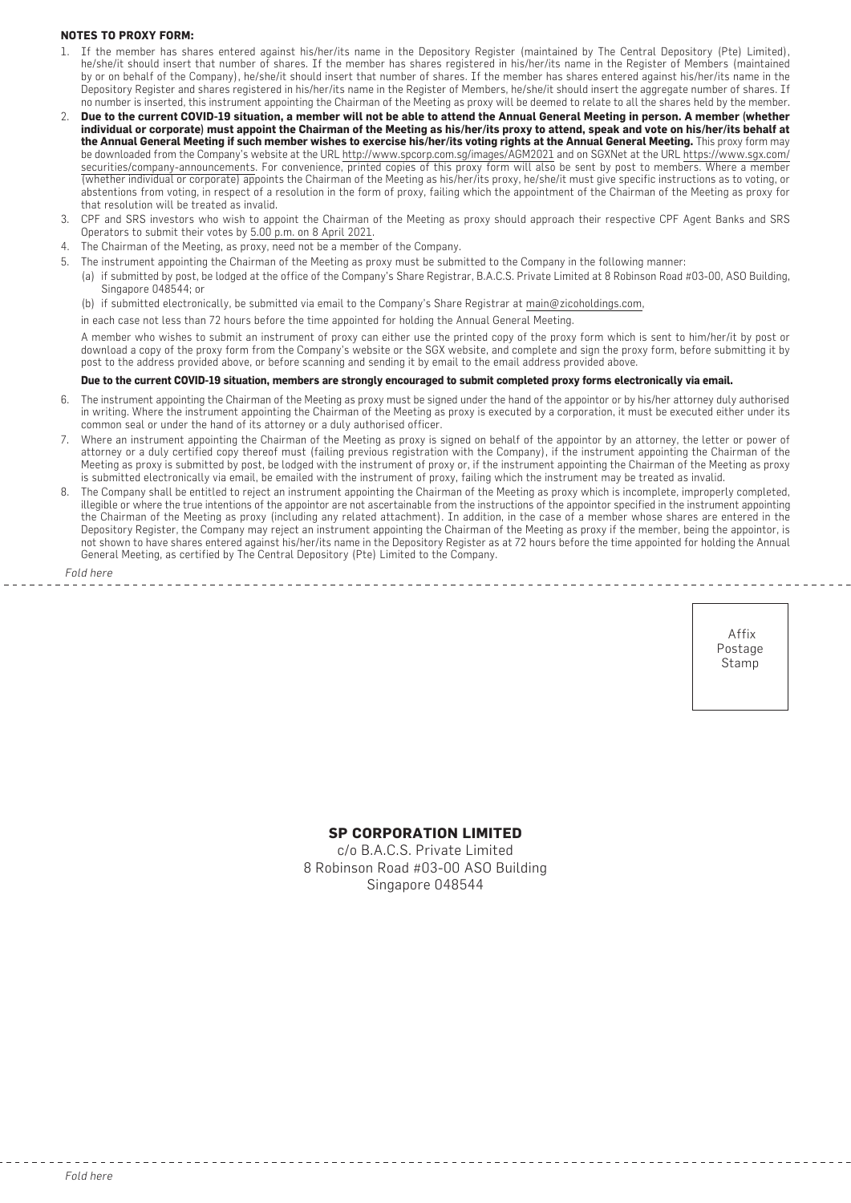**NOTES TO PROXY FORM:**

1. If the member has shares entered against his/her/its name in the Depository Register (maintained by The Central Depository (Pte) Limited), he/she/it should insert that number of shares. If the member has shares registered in his/her/its name in the Register of Members (maintained by or on behalf of the Company), he/she/it should insert that number of shares. If the member has shares entered against his/her/its name in the Depository Register and shares registered in his/her/its name in the Register of Members, he/she/it should insert the aggregate number of shares. If no number is inserted, this instrument appointing the Chairman of the Meeting as proxy will be deemed to relate to all the shares held by the member.
2. **Due to the current COVID-19 situation, a member will not be able to attend the Annual General Meeting in person. A member (whether individual or corporate) must appoint the Chairman of the Meeting as his/her/its proxy to attend, speak and vote on his/her/its behalf at the Annual General Meeting if such member wishes to exercise his/her/its voting rights at the Annual General Meeting.** This proxy form may be downloaded from the Company's website at the URL http://www.spcorp.com.sg/images/AGM2021 and on SGXNet at the URL https://www.sgx.com/securities/company-announcements. For convenience, printed copies of this proxy form will also be sent by post to members. Where a member (whether individual or corporate) appoints the Chairman of the Meeting as his/her/its proxy, he/she/it must give specific instructions as to voting, or abstentions from voting, in respect of a resolution in the form of proxy, failing which the appointment of the Chairman of the Meeting as proxy for that resolution will be treated as invalid.
3. CPF and SRS investors who wish to appoint the Chairman of the Meeting as proxy should approach their respective CPF Agent Banks and SRS Operators to submit their votes by 5.00 p.m. on 8 April 2021.
4. The Chairman of the Meeting, as proxy, need not be a member of the Company.
5. The instrument appointing the Chairman of the Meeting as proxy must be submitted to the Company in the following manner:
   (a) if submitted by post, be lodged at the office of the Company's Share Registrar, B.A.C.S. Private Limited at 8 Robinson Road #03-00, ASO Building, Singapore 048544; or
   (b) if submitted electronically, be submitted via email to the Company's Share Registrar at main@zicoholdings.com,

   in each case not less than 72 hours before the time appointed for holding the Annual General Meeting.

   A member who wishes to submit an instrument of proxy can either use the printed copy of the proxy form which is sent to him/her/it by post or download a copy of the proxy form from the Company's website or the SGX website, and complete and sign the proxy form, before submitting it by post to the address provided above, or before scanning and sending it by email to the email address provided above.

   **Due to the current COVID-19 situation, members are strongly encouraged to submit completed proxy forms electronically via email.**
6. The instrument appointing the Chairman of the Meeting as proxy must be signed under the hand of the appointor or by his/her attorney duly authorised in writing. Where the instrument appointing the Chairman of the Meeting as proxy is executed by a corporation, it must be executed either under its common seal or under the hand of its attorney or a duly authorised officer.
7. Where an instrument appointing the Chairman of the Meeting as proxy is signed on behalf of the appointor by an attorney, the letter or power of attorney or a duly certified copy thereof must (failing previous registration with the Company), if the instrument appointing the Chairman of the Meeting as proxy is submitted by post, be lodged with the instrument of proxy or, if the instrument appointing the Chairman of the Meeting as proxy is submitted electronically via email, be emailed with the instrument of proxy, failing which the instrument may be treated as invalid.
8. The Company shall be entitled to reject an instrument appointing the Chairman of the Meeting as proxy which is incomplete, improperly completed, illegible or where the true intentions of the appointor are not ascertainable from the instructions of the appointor specified in the instrument appointing the Chairman of the Meeting as proxy (including any related attachment). In addition, in the case of a member whose shares are entered in the Depository Register, the Company may reject an instrument appointing the Chairman of the Meeting as proxy if the member, being the appointor, is not shown to have shares entered against his/her/its name in the Depository Register as at 72 hours before the time appointed for holding the Annual General Meeting, as certified by The Central Depository (Pte) Limited to the Company.

*Fold here*

Affix
Postage
Stamp

**SP CORPORATION LIMITED**
c/o B.A.C.S. Private Limited
8 Robinson Road #03-00 ASO Building
Singapore 048544

*Fold here*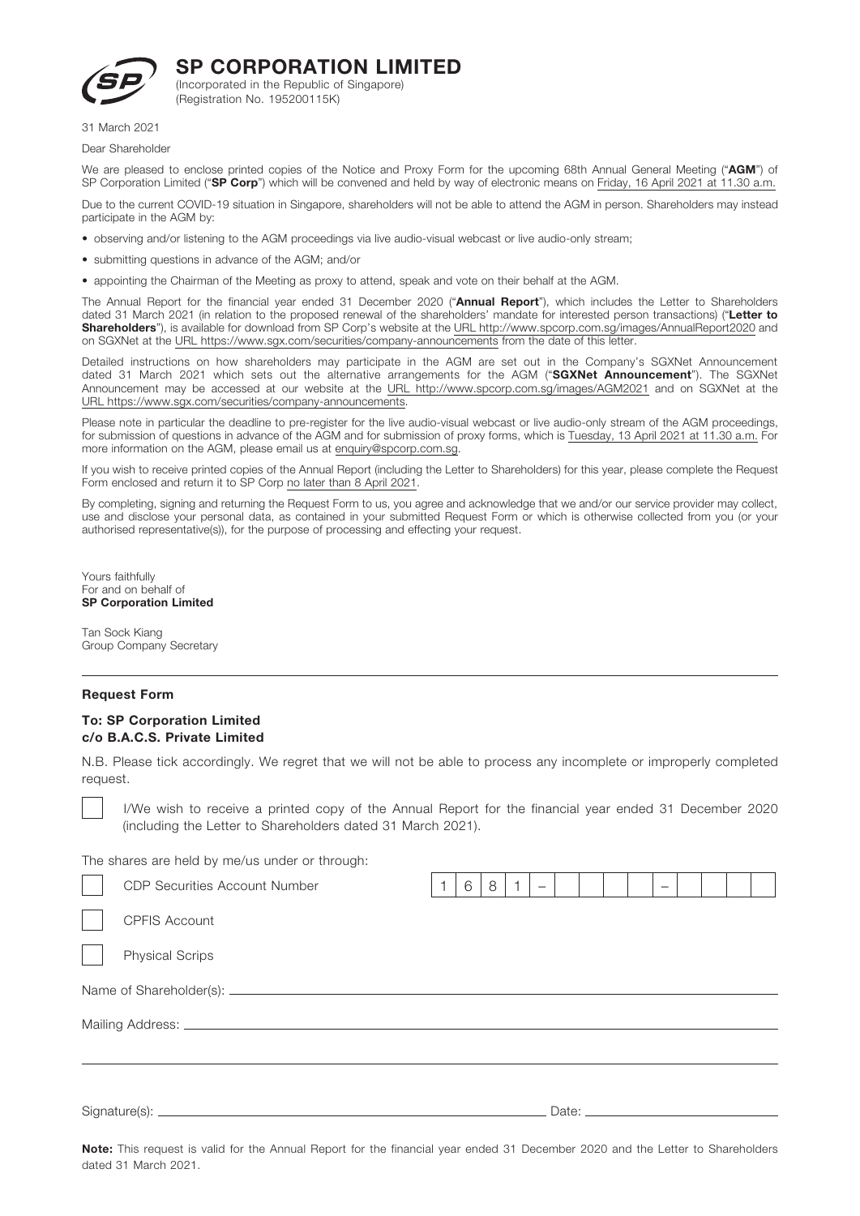# SP CORPORATION LIMITED

(Incorporated in the Republic of Singapore)
(Registration No. 195200115K)

31 March 2021

Dear Shareholder

We are pleased to enclose printed copies of the Notice and Proxy Form for the upcoming 68th Annual General Meeting ("**AGM**") of SP Corporation Limited ("**SP Corp**") which will be convened and held by way of electronic means on Friday, 16 April 2021 at 11.30 a.m.

Due to the current COVID-19 situation in Singapore, shareholders will not be able to attend the AGM in person. Shareholders may instead participate in the AGM by:

- observing and/or listening to the AGM proceedings via live audio-visual webcast or live audio-only stream;
- submitting questions in advance of the AGM; and/or
- appointing the Chairman of the Meeting as proxy to attend, speak and vote on their behalf at the AGM.

The Annual Report for the financial year ended 31 December 2020 ("**Annual Report**"), which includes the Letter to Shareholders dated 31 March 2021 (in relation to the proposed renewal of the shareholders' mandate for interested person transactions) ("**Letter to Shareholders**"), is available for download from SP Corp's website at the URL http://www.spcorp.com.sg/images/AnnualReport2020 and on SGXNet at the URL https://www.sgx.com/securities/company-announcements from the date of this letter.

Detailed instructions on how shareholders may participate in the AGM are set out in the Company's SGXNet Announcement dated 31 March 2021 which sets out the alternative arrangements for the AGM ("**SGXNet Announcement**"). The SGXNet Announcement may be accessed at our website at the URL http://www.spcorp.com.sg/images/AGM2021 and on SGXNet at the URL https://www.sgx.com/securities/company-announcements.

Please note in particular the deadline to pre-register for the live audio-visual webcast or live audio-only stream of the AGM proceedings, for submission of questions in advance of the AGM and for submission of proxy forms, which is Tuesday, 13 April 2021 at 11.30 a.m. For more information on the AGM, please email us at enquiry@spcorp.com.sg.

If you wish to receive printed copies of the Annual Report (including the Letter to Shareholders) for this year, please complete the Request Form enclosed and return it to SP Corp no later than 8 April 2021.

By completing, signing and returning the Request Form to us, you agree and acknowledge that we and/or our service provider may collect, use and disclose your personal data, as contained in your submitted Request Form or which is otherwise collected from you (or your authorised representative(s)), for the purpose of processing and effecting your request.

Yours faithfully
For and on behalf of
**SP Corporation Limited**

Tan Sock Kiang
Group Company Secretary

---

**Request Form**

**To: SP Corporation Limited**
**c/o B.A.C.S. Private Limited**

N.B. Please tick accordingly. We regret that we will not be able to process any incomplete or improperly completed request.

☐ I/We wish to receive a printed copy of the Annual Report for the financial year ended 31 December 2020 (including the Letter to Shareholders dated 31 March 2021).

The shares are held by me/us under or through:

☐ CDP Securities Account Number 1 6 8 1 – _ _ _ _ _ – _ _ _ _ _

☐ CPFIS Account

☐ Physical Scrips

Name of Shareholder(s): ____________________

Mailing Address: ____________________

____________________

Signature(s): ____________________ Date: ____________________

**Note:** This request is valid for the Annual Report for the financial year ended 31 December 2020 and the Letter to Shareholders dated 31 March 2021.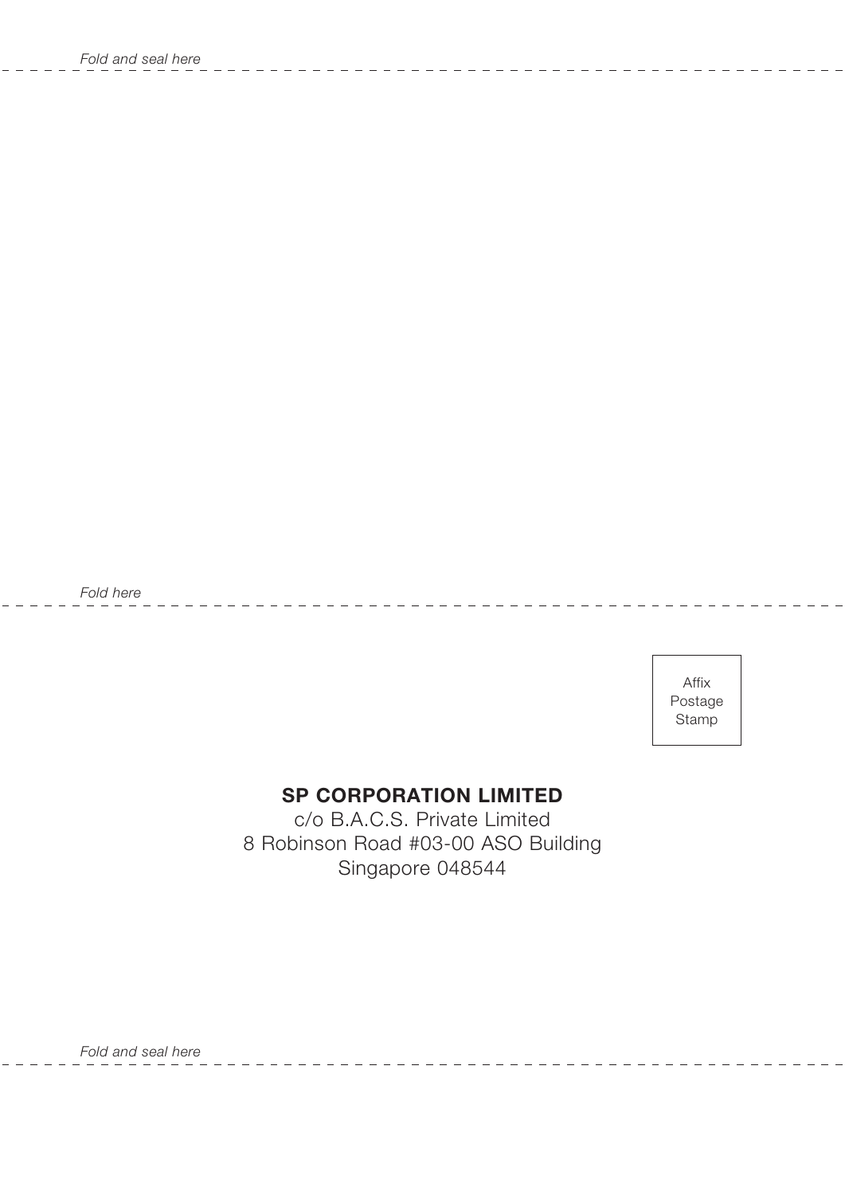*Fold and seal here*

*Fold here*

Affix
Postage
Stamp

**SP CORPORATION LIMITED**

c/o B.A.C.S. Private Limited

8 Robinson Road #03-00 ASO Building

Singapore 048544

*Fold and seal here*